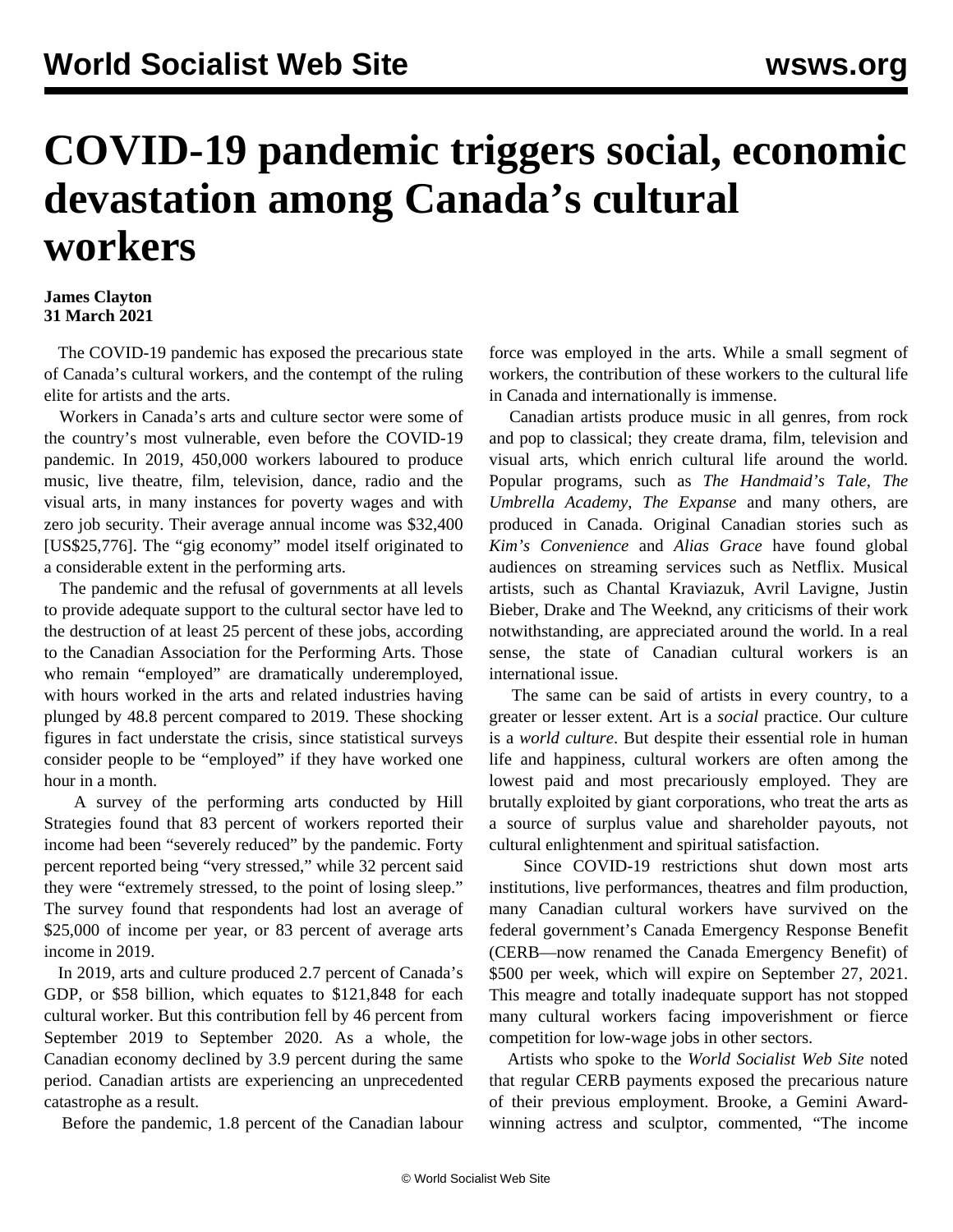# COVID-19 pandemic triggers social, economic devastation among Canada's cultural workers

**James Clayton**
**31 March 2021**

The COVID-19 pandemic has exposed the precarious state of Canada's cultural workers, and the contempt of the ruling elite for artists and the arts.

Workers in Canada's arts and culture sector were some of the country's most vulnerable, even before the COVID-19 pandemic. In 2019, 450,000 workers laboured to produce music, live theatre, film, television, dance, radio and the visual arts, in many instances for poverty wages and with zero job security. Their average annual income was $32,400 [US$25,776]. The "gig economy" model itself originated to a considerable extent in the performing arts.

The pandemic and the refusal of governments at all levels to provide adequate support to the cultural sector have led to the destruction of at least 25 percent of these jobs, according to the Canadian Association for the Performing Arts. Those who remain "employed" are dramatically underemployed, with hours worked in the arts and related industries having plunged by 48.8 percent compared to 2019. These shocking figures in fact understate the crisis, since statistical surveys consider people to be "employed" if they have worked one hour in a month.

A survey of the performing arts conducted by Hill Strategies found that 83 percent of workers reported their income had been "severely reduced" by the pandemic. Forty percent reported being "very stressed," while 32 percent said they were "extremely stressed, to the point of losing sleep." The survey found that respondents had lost an average of $25,000 of income per year, or 83 percent of average arts income in 2019.

In 2019, arts and culture produced 2.7 percent of Canada's GDP, or $58 billion, which equates to $121,848 for each cultural worker. But this contribution fell by 46 percent from September 2019 to September 2020. As a whole, the Canadian economy declined by 3.9 percent during the same period. Canadian artists are experiencing an unprecedented catastrophe as a result.

Before the pandemic, 1.8 percent of the Canadian labour force was employed in the arts. While a small segment of workers, the contribution of these workers to the cultural life in Canada and internationally is immense.

Canadian artists produce music in all genres, from rock and pop to classical; they create drama, film, television and visual arts, which enrich cultural life around the world. Popular programs, such as *The Handmaid's Tale*, *The Umbrella Academy*, *The Expanse* and many others, are produced in Canada. Original Canadian stories such as *Kim's Convenience* and *Alias Grace* have found global audiences on streaming services such as Netflix. Musical artists, such as Chantal Kraviazuk, Avril Lavigne, Justin Bieber, Drake and The Weeknd, any criticisms of their work notwithstanding, are appreciated around the world. In a real sense, the state of Canadian cultural workers is an international issue.

The same can be said of artists in every country, to a greater or lesser extent. Art is a *social* practice. Our culture is a *world culture*. But despite their essential role in human life and happiness, cultural workers are often among the lowest paid and most precariously employed. They are brutally exploited by giant corporations, who treat the arts as a source of surplus value and shareholder payouts, not cultural enlightenment and spiritual satisfaction.

Since COVID-19 restrictions shut down most arts institutions, live performances, theatres and film production, many Canadian cultural workers have survived on the federal government's Canada Emergency Response Benefit (CERB—now renamed the Canada Emergency Benefit) of $500 per week, which will expire on September 27, 2021. This meagre and totally inadequate support has not stopped many cultural workers facing impoverishment or fierce competition for low-wage jobs in other sectors.

Artists who spoke to the *World Socialist Web Site* noted that regular CERB payments exposed the precarious nature of their previous employment. Brooke, a Gemini Award-winning actress and sculptor, commented, "The income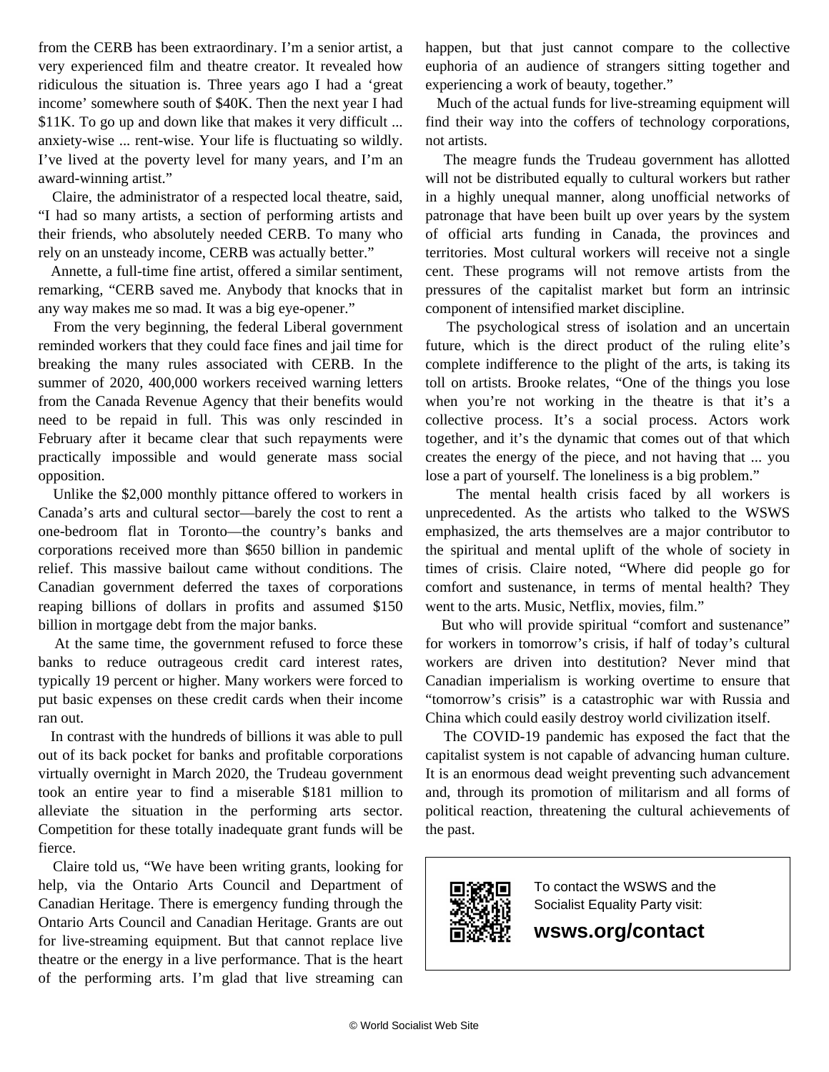from the CERB has been extraordinary. I'm a senior artist, a very experienced film and theatre creator. It revealed how ridiculous the situation is. Three years ago I had a 'great income' somewhere south of $40K. Then the next year I had $11K. To go up and down like that makes it very difficult ... anxiety-wise ... rent-wise. Your life is fluctuating so wildly. I've lived at the poverty level for many years, and I'm an award-winning artist."

Claire, the administrator of a respected local theatre, said, "I had so many artists, a section of performing artists and their friends, who absolutely needed CERB. To many who rely on an unsteady income, CERB was actually better."

Annette, a full-time fine artist, offered a similar sentiment, remarking, "CERB saved me. Anybody that knocks that in any way makes me so mad. It was a big eye-opener."

From the very beginning, the federal Liberal government reminded workers that they could face fines and jail time for breaking the many rules associated with CERB. In the summer of 2020, 400,000 workers received warning letters from the Canada Revenue Agency that their benefits would need to be repaid in full. This was only rescinded in February after it became clear that such repayments were practically impossible and would generate mass social opposition.

Unlike the $2,000 monthly pittance offered to workers in Canada's arts and cultural sector—barely the cost to rent a one-bedroom flat in Toronto—the country's banks and corporations received more than $650 billion in pandemic relief. This massive bailout came without conditions. The Canadian government deferred the taxes of corporations reaping billions of dollars in profits and assumed $150 billion in mortgage debt from the major banks.

At the same time, the government refused to force these banks to reduce outrageous credit card interest rates, typically 19 percent or higher. Many workers were forced to put basic expenses on these credit cards when their income ran out.

In contrast with the hundreds of billions it was able to pull out of its back pocket for banks and profitable corporations virtually overnight in March 2020, the Trudeau government took an entire year to find a miserable $181 million to alleviate the situation in the performing arts sector. Competition for these totally inadequate grant funds will be fierce.

Claire told us, "We have been writing grants, looking for help, via the Ontario Arts Council and Department of Canadian Heritage. There is emergency funding through the Ontario Arts Council and Canadian Heritage. Grants are out for live-streaming equipment. But that cannot replace live theatre or the energy in a live performance. That is the heart of the performing arts. I'm glad that live streaming can happen, but that just cannot compare to the collective euphoria of an audience of strangers sitting together and experiencing a work of beauty, together."

Much of the actual funds for live-streaming equipment will find their way into the coffers of technology corporations, not artists.

The meagre funds the Trudeau government has allotted will not be distributed equally to cultural workers but rather in a highly unequal manner, along unofficial networks of patronage that have been built up over years by the system of official arts funding in Canada, the provinces and territories. Most cultural workers will receive not a single cent. These programs will not remove artists from the pressures of the capitalist market but form an intrinsic component of intensified market discipline.

The psychological stress of isolation and an uncertain future, which is the direct product of the ruling elite's complete indifference to the plight of the arts, is taking its toll on artists. Brooke relates, "One of the things you lose when you're not working in the theatre is that it's a collective process. It's a social process. Actors work together, and it's the dynamic that comes out of that which creates the energy of the piece, and not having that ... you lose a part of yourself. The loneliness is a big problem."

The mental health crisis faced by all workers is unprecedented. As the artists who talked to the WSWS emphasized, the arts themselves are a major contributor to the spiritual and mental uplift of the whole of society in times of crisis. Claire noted, "Where did people go for comfort and sustenance, in terms of mental health? They went to the arts. Music, Netflix, movies, film."

But who will provide spiritual "comfort and sustenance" for workers in tomorrow's crisis, if half of today's cultural workers are driven into destitution? Never mind that Canadian imperialism is working overtime to ensure that "tomorrow's crisis" is a catastrophic war with Russia and China which could easily destroy world civilization itself.

The COVID-19 pandemic has exposed the fact that the capitalist system is not capable of advancing human culture. It is an enormous dead weight preventing such advancement and, through its promotion of militarism and all forms of political reaction, threatening the cultural achievements of the past.

To contact the WSWS and the Socialist Equality Party visit:

**wsws.org/contact**